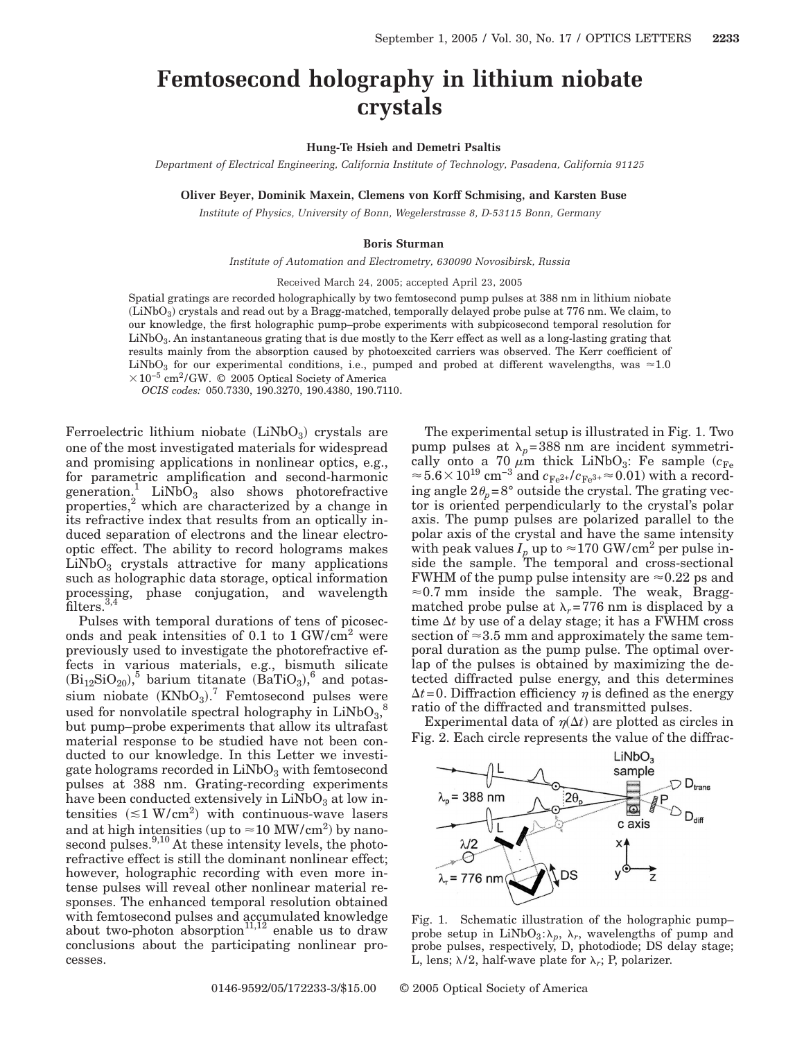# Femtosecond holography in lithium niobate crystals

**Hung-Te Hsieh and Demetri Psaltis**

*Department of Electrical Engineering, California Institute of Technology, Pasadena, California 91125*

**Oliver Beyer, Dominik Maxein, Clemens von Korff Schmising, and Karsten Buse**

*Institute of Physics, University of Bonn, Wegelerstrasse 8, D-53115 Bonn, Germany*

**Boris Sturman**

*Institute of Automation and Electrometry, 630090 Novosibirsk, Russia*

Received March 24, 2005; accepted April 23, 2005

Spatial gratings are recorded holographically by two femtosecond pump pulses at 388 nm in lithium niobate ($LiNbO_3$) crystals and read out by a Bragg-matched, temporally delayed probe pulse at 776 nm. We claim, to our knowledge, the first holographic pump–probe experiments with subpicosecond temporal resolution for $LiNbO_3$. An instantaneous grating that is due mostly to the Kerr effect as well as a long-lasting grating that results mainly from the absorption caused by photoexcited carriers was observed. The Kerr coefficient of $LiNbO_3$ for our experimental conditions, i.e., pumped and probed at different wavelengths, was $\approx 1.0 \times 10^{-5}$ $cm^2/GW$. © 2005 Optical Society of America

*OCIS codes:* 050.7330, 190.3270, 190.4380, 190.7110.

Ferroelectric lithium niobate ($LiNbO_3$) crystals are one of the most investigated materials for widespread and promising applications in nonlinear optics, e.g., for parametric amplification and second-harmonic generation.[1] $LiNbO_3$ also shows photorefractive properties,[2] which are characterized by a change in its refractive index that results from an optically induced separation of electrons and the linear electro-optic effect. The ability to record holograms makes $LiNbO_3$ crystals attractive for many applications such as holographic data storage, optical information processing, phase conjugation, and wavelength filters.[3,4]

Pulses with temporal durations of tens of picoseconds and peak intensities of 0.1 to 1 $GW/cm^2$ were previously used to investigate the photorefractive effects in various materials, e.g., bismuth silicate ($Bi_{12}SiO_{20}$),[5] barium titanate ($BaTiO_3$),[6] and potassium niobate ($KNbO_3$).[7] Femtosecond pulses were used for nonvolatile spectral holography in $LiNbO_3$,[8] but pump–probe experiments that allow its ultrafast material response to be studied have not been conducted to our knowledge. In this Letter we investigate holograms recorded in $LiNbO_3$ with femtosecond pulses at 388 nm. Grating-recording experiments have been conducted extensively in $LiNbO_3$ at low intensities ($\lesssim 1$ $W/cm^2$) with continuous-wave lasers and at high intensities (up to $\approx 10$ $MW/cm^2$) by nanosecond pulses.[9,10] At these intensity levels, the photorefractive effect is still the dominant nonlinear effect; however, holographic recording with even more intense pulses will reveal other nonlinear material responses. The enhanced temporal resolution obtained with femtosecond pulses and accumulated knowledge about two-photon absorption[11,12] enable us to draw conclusions about the participating nonlinear processes.

The experimental setup is illustrated in Fig. 1. Two pump pulses at $\lambda_p = 388$ nm are incident symmetrically onto a 70 $\mu$m thick $LiNbO_3$: Fe sample ($c_{Fe} \approx 5.6 \times 10^{19}$ $cm^{-3}$ and $c_{Fe^{2+}}/c_{Fe^{3+}} \approx 0.01$) with a recording angle $2\theta_p = 8°$ outside the crystal. The grating vector is oriented perpendicularly to the crystal's polar axis. The pump pulses are polarized parallel to the polar axis of the crystal and have the same intensity with peak values $I_p$ up to $\approx 170$ $GW/cm^2$ per pulse inside the sample. The temporal and cross-sectional FWHM of the pump pulse intensity are $\approx 0.22$ ps and $\approx 0.7$ mm inside the sample. The weak, Bragg-matched probe pulse at $\lambda_r = 776$ nm is displaced by a time $\Delta t$ by use of a delay stage; it has a FWHM cross section of $\approx 3.5$ mm and approximately the same temporal duration as the pump pulse. The optimal overlap of the pulses is obtained by maximizing the detected diffracted pulse energy, and this determines $\Delta t = 0$. Diffraction efficiency $\eta$ is defined as the energy ratio of the diffracted and transmitted pulses.

Experimental data of $\eta(\Delta t)$ are plotted as circles in Fig. 2. Each circle represents the value of the diffrac-

Fig. 1. Schematic illustration of the holographic pump–probe setup in $LiNbO_3$:$\lambda_p$, $\lambda_r$, wavelengths of pump and probe pulses, respectively, D, photodiode; DS delay stage; L, lens; $\lambda/2$, half-wave plate for $\lambda_r$; P, polarizer.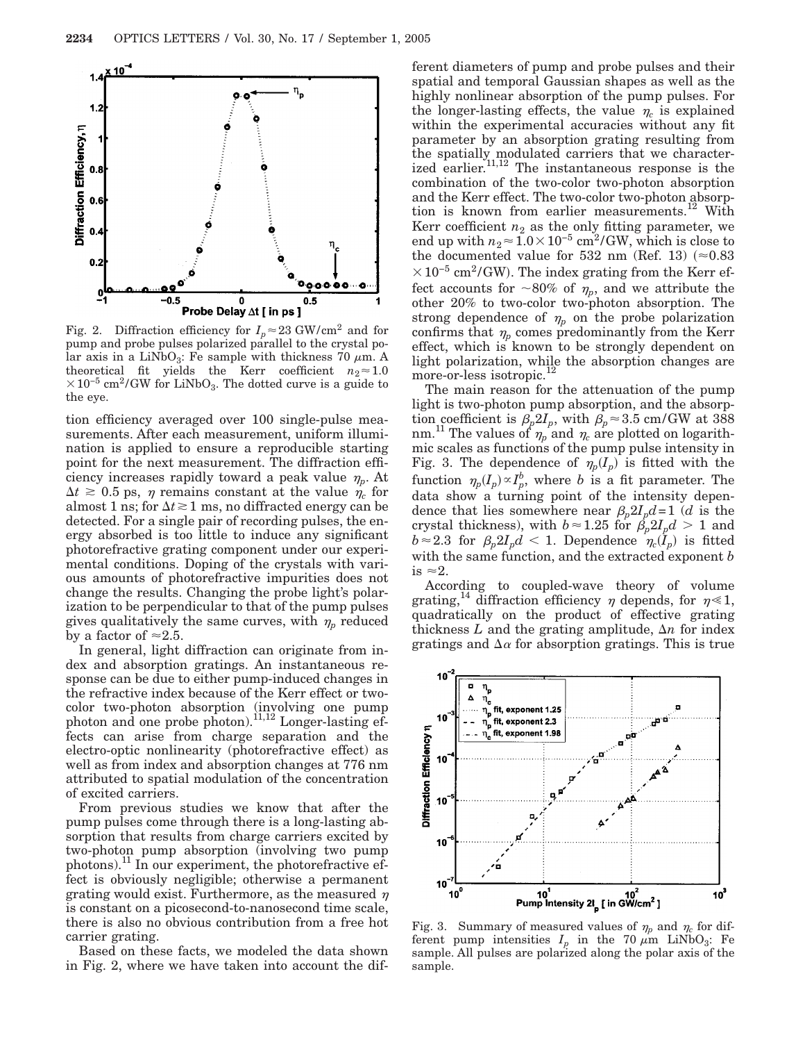Fig. 2. Diffraction efficiency for $I_p \approx 23$ GW/cm$^2$ and for pump and probe pulses polarized parallel to the crystal polar axis in a $LiNbO_3$: Fe sample with thickness 70 $\mu$m. A theoretical fit yields the Kerr coefficient $n_2 \approx 1.0 \times 10^{-5}$ cm$^2$/GW for $LiNbO_3$. The dotted curve is a guide to the eye.

tion efficiency averaged over 100 single-pulse measurements. After each measurement, uniform illumination is applied to ensure a reproducible starting point for the next measurement. The diffraction efficiency increases rapidly toward a peak value $\eta_p$. At $\Delta t \gtrsim 0.5$ ps, $\eta$ remains constant at the value $\eta_c$ for almost 1 ns; for $\Delta t \gtrsim 1$ ms, no diffracted energy can be detected. For a single pair of recording pulses, the energy absorbed is too little to induce any significant photorefractive grating component under our experimental conditions. Doping of the crystals with various amounts of photorefractive impurities does not change the results. Changing the probe light's polarization to be perpendicular to that of the pump pulses gives qualitatively the same curves, with $\eta_p$ reduced by a factor of $\approx 2.5$.

In general, light diffraction can originate from index and absorption gratings. An instantaneous response can be due to either pump-induced changes in the refractive index because of the Kerr effect or two-color two-photon absorption (involving one pump photon and one probe photon).[11,12] Longer-lasting effects can arise from charge separation and the electro-optic nonlinearity (photorefractive effect) as well as from index and absorption changes at 776 nm attributed to spatial modulation of the concentration of excited carriers.

From previous studies we know that after the pump pulses come through there is a long-lasting absorption that results from charge carriers excited by two-photon pump absorption (involving two pump photons).[11] In our experiment, the photorefractive effect is obviously negligible; otherwise a permanent grating would exist. Furthermore, as the measured $\eta$ is constant on a picosecond-to-nanosecond time scale, there is also no obvious contribution from a free hot carrier grating.

Based on these facts, we modeled the data shown in Fig. 2, where we have taken into account the different diameters of pump and probe pulses and their spatial and temporal Gaussian shapes as well as the highly nonlinear absorption of the pump pulses. For the longer-lasting effects, the value $\eta_c$ is explained within the experimental accuracies without any fit parameter by an absorption grating resulting from the spatially modulated carriers that we characterized earlier.[11,12] The instantaneous response is the combination of the two-color two-photon absorption and the Kerr effect. The two-color two-photon absorption is known from earlier measurements.[12] With Kerr coefficient $n_2$ as the only fitting parameter, we end up with $n_2 \approx 1.0 \times 10^{-5}$ cm$^2$/GW, which is close to the documented value for 532 nm (Ref. 13) ($\approx 0.83 \times 10^{-5}$ cm$^2$/GW). The index grating from the Kerr effect accounts for $\sim 80\%$ of $\eta_p$, and we attribute the other 20% to two-color two-photon absorption. The strong dependence of $\eta_p$ on the probe polarization confirms that $\eta_p$ comes predominantly from the Kerr effect, which is known to be strongly dependent on light polarization, while the absorption changes are more-or-less isotropic.[12]

The main reason for the attenuation of the pump light is two-photon pump absorption, and the absorption coefficient is $\beta_p 2I_p$, with $\beta_p \approx 3.5$ cm/GW at 388 nm.[11] The values of $\eta_p$ and $\eta_c$ are plotted on logarithmic scales as functions of the pump pulse intensity in Fig. 3. The dependence of $\eta_p(I_p)$ is fitted with the function $\eta_p(I_p) \propto I_p^b$, where $b$ is a fit parameter. The data show a turning point of the intensity dependence that lies somewhere near $\beta_p 2I_p d = 1$ ($d$ is the crystal thickness), with $b \approx 1.25$ for $\beta_p 2I_p d > 1$ and $b \approx 2.3$ for $\beta_p 2I_p d < 1$. Dependence $\eta_c(I_p)$ is fitted with the same function, and the extracted exponent $b$ is $\approx 2$.

According to coupled-wave theory of volume grating,[14] diffraction efficiency $\eta$ depends, for $\eta \ll 1$, quadratically on the product of effective grating thickness $L$ and the grating amplitude, $\Delta n$ for index gratings and $\Delta \alpha$ for absorption gratings. This is true

Fig. 3. Summary of measured values of $\eta_p$ and $\eta_c$ for different pump intensities $I_p$ in the 70 $\mu$m $LiNbO_3$: Fe sample. All pulses are polarized along the polar axis of the sample.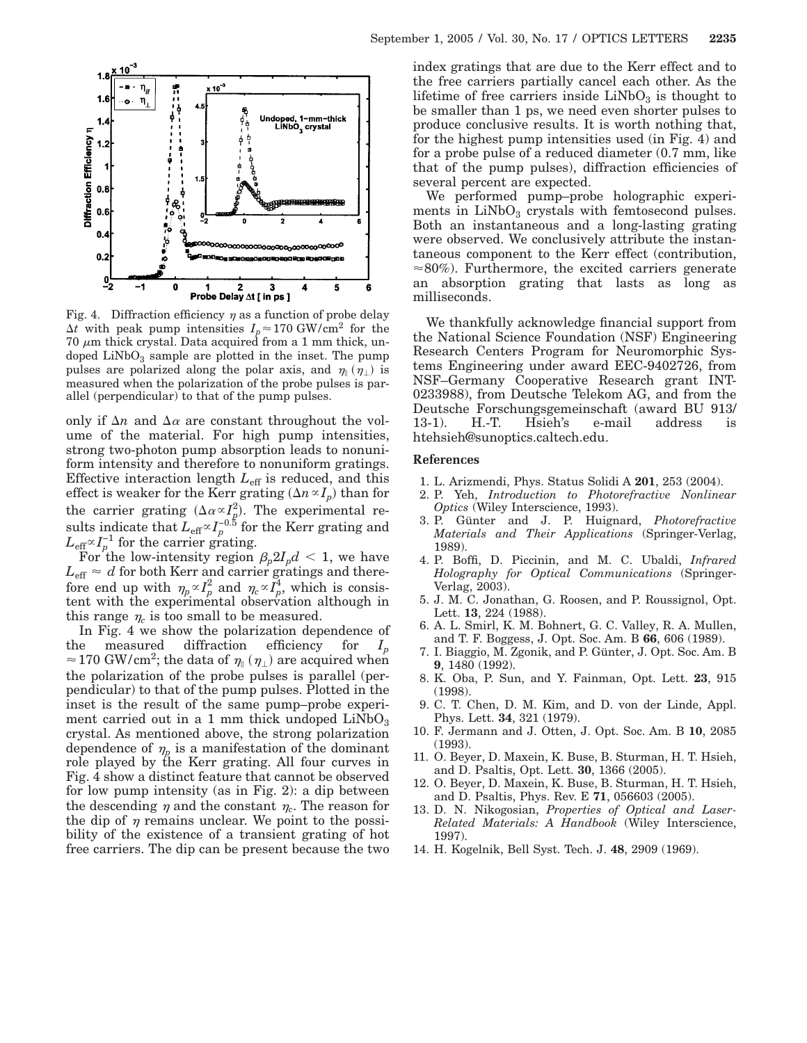1.8 x 10⁻³

- ■ - $\eta_{//}$
···○··· $\eta_{\perp}$

Diffraction Efficiency η

1.6
1.4
1.2
1
0.8
0.6
0.4
0.2
0

−2 −1 0 1 2 3 4 5 6

Probe Delay Δt [ in ps ]

x 10⁻³

4.5
3
1.5
0

−2 0 2 4 6

Undoped, 1−mm−thick $LiNbO_3$ crystal

Fig. 4. Diffraction efficiency $\eta$ as a function of probe delay $\Delta t$ with peak pump intensities $I_p \approx 170\ \mathrm{GW/cm^2}$ for the 70 $\mu$m thick crystal. Data acquired from a 1 mm thick, undoped $LiNbO_3$ sample are plotted in the inset. The pump pulses are polarized along the polar axis, and $\eta_{\parallel}$ ($\eta_{\perp}$) is measured when the polarization of the probe pulses is parallel (perpendicular) to that of the pump pulses.

only if $\Delta n$ and $\Delta \alpha$ are constant throughout the volume of the material. For high pump intensities, strong two-photon pump absorption leads to nonuniform intensity and therefore to nonuniform gratings. Effective interaction length $L_{\mathrm{eff}}$ is reduced, and this effect is weaker for the Kerr grating ($\Delta n \propto I_p$) than for the carrier grating ($\Delta \alpha \propto I_p^2$). The experimental results indicate that $L_{\mathrm{eff}} \propto I_p^{-0.5}$ for the Kerr grating and $L_{\mathrm{eff}} \propto I_p^{-1}$ for the carrier grating.

For the low-intensity region $\beta_p 2 I_p d < 1$, we have $L_{\mathrm{eff}} \approx d$ for both Kerr and carrier gratings and therefore end up with $\eta_p \propto I_p^2$ and $\eta_c \propto I_p^4$, which is consistent with the experimental observation although in this range $\eta_c$ is too small to be measured.

In Fig. 4 we show the polarization dependence of the measured diffraction efficiency for $I_p \approx 170\ \mathrm{GW/cm^2}$; the data of $\eta_{\parallel}$ ($\eta_{\perp}$) are acquired when the polarization of the probe pulses is parallel (perpendicular) to that of the pump pulses. Plotted in the inset is the result of the same pump–probe experiment carried out in a 1 mm thick undoped $LiNbO_3$ crystal. As mentioned above, the strong polarization dependence of $\eta_p$ is a manifestation of the dominant role played by the Kerr grating. All four curves in Fig. 4 show a distinct feature that cannot be observed for low pump intensity (as in Fig. 2): a dip between the descending $\eta$ and the constant $\eta_c$. The reason for the dip of $\eta$ remains unclear. We point to the possibility of the existence of a transient grating of hot free carriers. The dip can be present because the two index gratings that are due to the Kerr effect and to the free carriers partially cancel each other. As the lifetime of free carriers inside $LiNbO_3$ is thought to be smaller than 1 ps, we need even shorter pulses to produce conclusive results. It is worth nothing that, for the highest pump intensities used (in Fig. 4) and for a probe pulse of a reduced diameter (0.7 mm, like that of the pump pulses), diffraction efficiencies of several percent are expected.

We performed pump–probe holographic experiments in $LiNbO_3$ crystals with femtosecond pulses. Both an instantaneous and a long-lasting grating were observed. We conclusively attribute the instantaneous component to the Kerr effect (contribution, $\approx 80\%$). Furthermore, the excited carriers generate an absorption grating that lasts as long as milliseconds.

We thankfully acknowledge financial support from the National Science Foundation (NSF) Engineering Research Centers Program for Neuromorphic Systems Engineering under award EEC-9402726, from NSF–Germany Cooperative Research grant INT-0233988), from Deutsche Telekom AG, and from the Deutsche Forschungsgemeinschaft (award BU 913/13-1). H.-T. Hsieh's e-mail address is htehsieh@sunoptics.caltech.edu.

## References

1. L. Arizmendi, Phys. Status Solidi A **201**, 253 (2004).
2. P. Yeh, *Introduction to Photorefractive Nonlinear Optics* (Wiley Interscience, 1993).
3. P. Günter and J. P. Huignard, *Photorefractive Materials and Their Applications* (Springer-Verlag, 1989).
4. P. Boffi, D. Piccinin, and M. C. Ubaldi, *Infrared Holography for Optical Communications* (Springer-Verlag, 2003).
5. J. M. C. Jonathan, G. Roosen, and P. Roussignol, Opt. Lett. **13**, 224 (1988).
6. A. L. Smirl, K. M. Bohnert, G. C. Valley, R. A. Mullen, and T. F. Boggess, J. Opt. Soc. Am. B **66**, 606 (1989).
7. I. Biaggio, M. Zgonik, and P. Günter, J. Opt. Soc. Am. B **9**, 1480 (1992).
8. K. Oba, P. Sun, and Y. Fainman, Opt. Lett. **23**, 915 (1998).
9. C. T. Chen, D. M. Kim, and D. von der Linde, Appl. Phys. Lett. **34**, 321 (1979).
10. F. Jermann and J. Otten, J. Opt. Soc. Am. B **10**, 2085 (1993).
11. O. Beyer, D. Maxein, K. Buse, B. Sturman, H. T. Hsieh, and D. Psaltis, Opt. Lett. **30**, 1366 (2005).
12. O. Beyer, D. Maxein, K. Buse, B. Sturman, H. T. Hsieh, and D. Psaltis, Phys. Rev. E **71**, 056603 (2005).
13. D. N. Nikogosian, *Properties of Optical and Laser-Related Materials: A Handbook* (Wiley Interscience, 1997).
14. H. Kogelnik, Bell Syst. Tech. J. **48**, 2909 (1969).